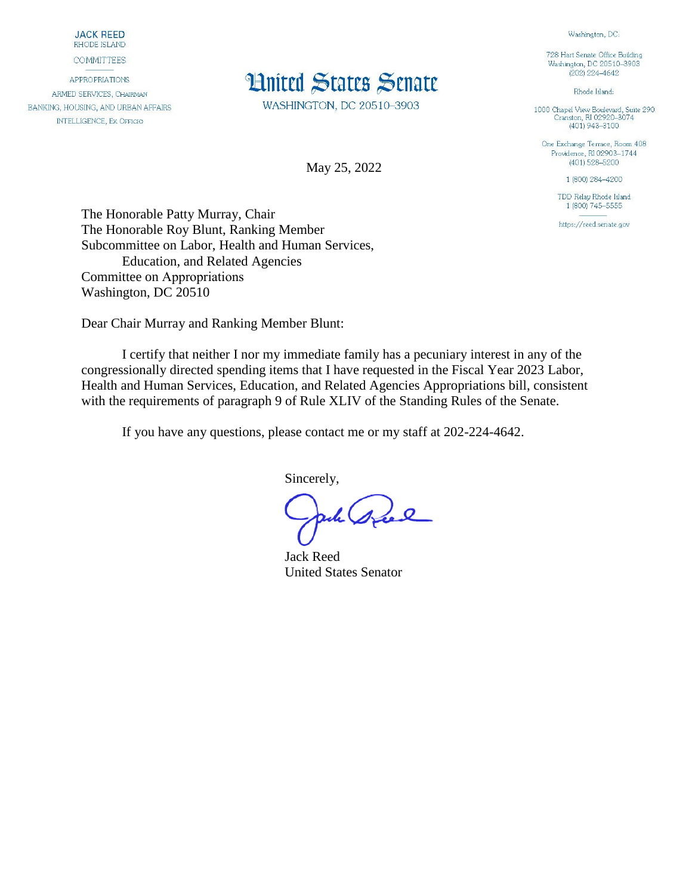**JACK REED**
RHODE ISLAND

COMMITTEES

APPROPRIATIONS
ARMED SERVICES, CHAIRMAN
BANKING, HOUSING, AND URBAN AFFAIRS
INTELLIGENCE, EX OFFICIO

# United States Senate

WASHINGTON, DC 20510–3903

Washington, DC:

728 Hart Senate Office Building
Washington, DC 20510–3903
(202) 224–4642

Rhode Island:

1000 Chapel View Boulevard, Suite 290
Cranston, RI 02920–3074
(401) 943–3100

One Exchange Terrace, Room 408
Providence, RI 02903–1744
(401) 528–5200

1 (800) 284–4200

TDD Relay Rhode Island
1 (800) 745–5555

https://reed.senate.gov

May 25, 2022

The Honorable Patty Murray, Chair
The Honorable Roy Blunt, Ranking Member
Subcommittee on Labor, Health and Human Services,
Education, and Related Agencies
Committee on Appropriations
Washington, DC 20510

Dear Chair Murray and Ranking Member Blunt:

I certify that neither I nor my immediate family has a pecuniary interest in any of the congressionally directed spending items that I have requested in the Fiscal Year 2023 Labor, Health and Human Services, Education, and Related Agencies Appropriations bill, consistent with the requirements of paragraph 9 of Rule XLIV of the Standing Rules of the Senate.

If you have any questions, please contact me or my staff at 202-224-4642.

Sincerely,

Jack Reed
United States Senator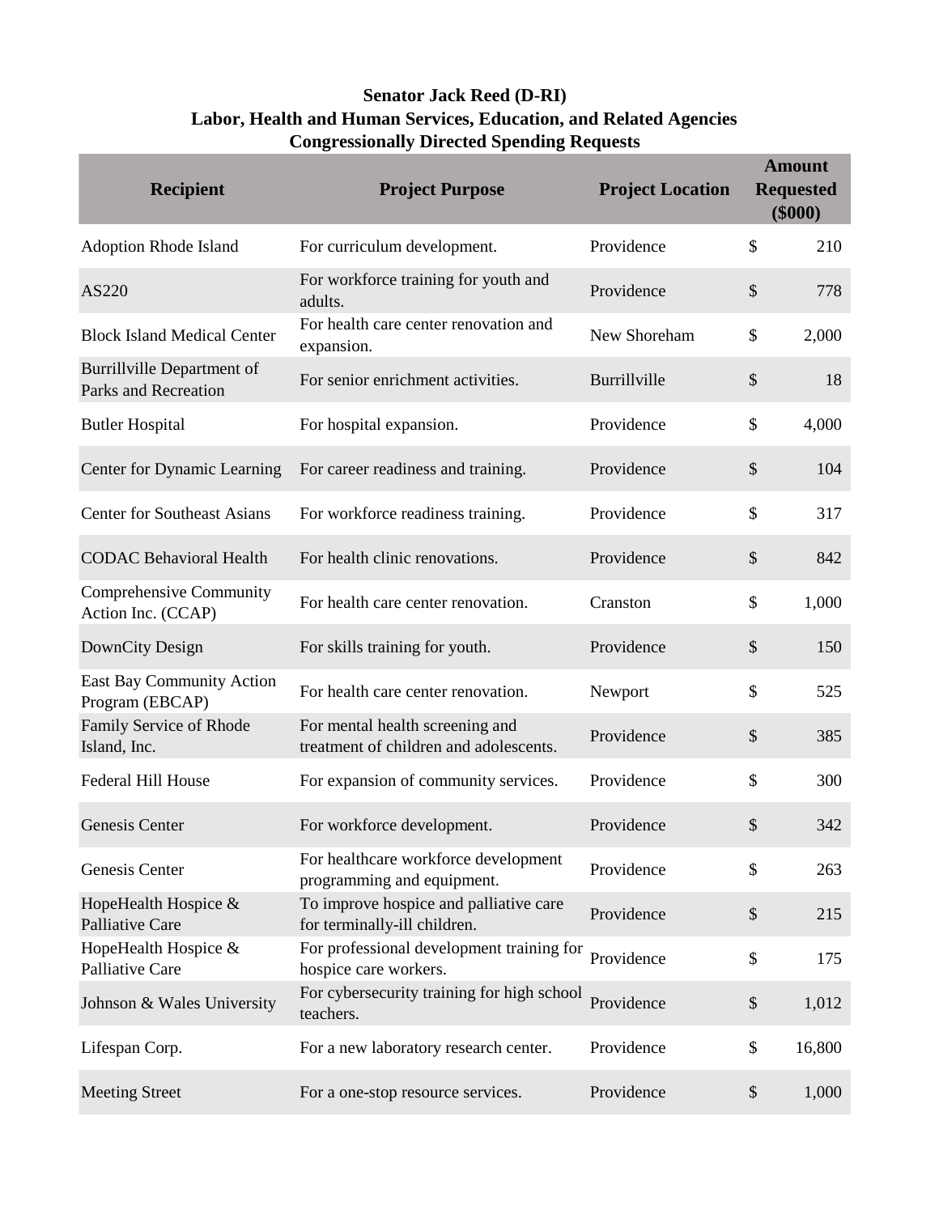**Senator Jack Reed (D-RI)**
**Labor, Health and Human Services, Education, and Related Agencies**
**Congressionally Directed Spending Requests**

| Recipient | Project Purpose | Project Location | Amount Requested ($000) |
|---|---|---|---|
| Adoption Rhode Island | For curriculum development. | Providence | $ 210 |
| AS220 | For workforce training for youth and adults. | Providence | $ 778 |
| Block Island Medical Center | For health care center renovation and expansion. | New Shoreham | $ 2,000 |
| Burrillville Department of Parks and Recreation | For senior enrichment activities. | Burrillville | $ 18 |
| Butler Hospital | For hospital expansion. | Providence | $ 4,000 |
| Center for Dynamic Learning | For career readiness and training. | Providence | $ 104 |
| Center for Southeast Asians | For workforce readiness training. | Providence | $ 317 |
| CODAC Behavioral Health | For health clinic renovations. | Providence | $ 842 |
| Comprehensive Community Action Inc. (CCAP) | For health care center renovation. | Cranston | $ 1,000 |
| DownCity Design | For skills training for youth. | Providence | $ 150 |
| East Bay Community Action Program (EBCAP) | For health care center renovation. | Newport | $ 525 |
| Family Service of Rhode Island, Inc. | For mental health screening and treatment of children and adolescents. | Providence | $ 385 |
| Federal Hill House | For expansion of community services. | Providence | $ 300 |
| Genesis Center | For workforce development. | Providence | $ 342 |
| Genesis Center | For healthcare workforce development programming and equipment. | Providence | $ 263 |
| HopeHealth Hospice & Palliative Care | To improve hospice and palliative care for terminally-ill children. | Providence | $ 215 |
| HopeHealth Hospice & Palliative Care | For professional development training for hospice care workers. | Providence | $ 175 |
| Johnson & Wales University | For cybersecurity training for high school teachers. | Providence | $ 1,012 |
| Lifespan Corp. | For a new laboratory research center. | Providence | $ 16,800 |
| Meeting Street | For a one-stop resource services. | Providence | $ 1,000 |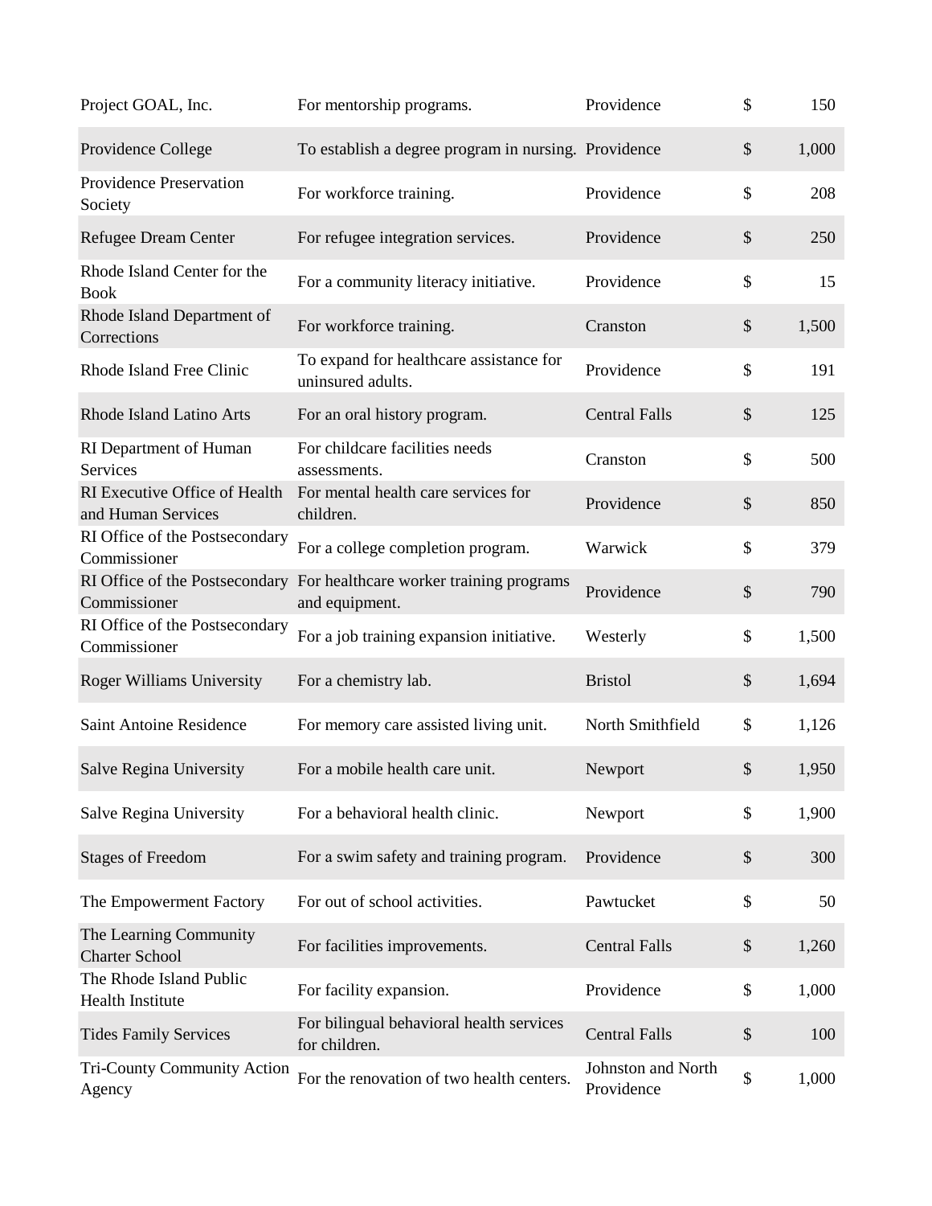| | | | | |
|---|---|---|---|---|
| Project GOAL, Inc. | For mentorship programs. | Providence | $ | 150 |
| Providence College | To establish a degree program in nursing. | Providence | $ | 1,000 |
| Providence Preservation Society | For workforce training. | Providence | $ | 208 |
| Refugee Dream Center | For refugee integration services. | Providence | $ | 250 |
| Rhode Island Center for the Book | For a community literacy initiative. | Providence | $ | 15 |
| Rhode Island Department of Corrections | For workforce training. | Cranston | $ | 1,500 |
| Rhode Island Free Clinic | To expand for healthcare assistance for uninsured adults. | Providence | $ | 191 |
| Rhode Island Latino Arts | For an oral history program. | Central Falls | $ | 125 |
| RI Department of Human Services | For childcare facilities needs assessments. | Cranston | $ | 500 |
| RI Executive Office of Health and Human Services | For mental health care services for children. | Providence | $ | 850 |
| RI Office of the Postsecondary Commissioner | For a college completion program. | Warwick | $ | 379 |
| RI Office of the Postsecondary Commissioner | For healthcare worker training programs and equipment. | Providence | $ | 790 |
| RI Office of the Postsecondary Commissioner | For a job training expansion initiative. | Westerly | $ | 1,500 |
| Roger Williams University | For a chemistry lab. | Bristol | $ | 1,694 |
| Saint Antoine Residence | For memory care assisted living unit. | North Smithfield | $ | 1,126 |
| Salve Regina University | For a mobile health care unit. | Newport | $ | 1,950 |
| Salve Regina University | For a behavioral health clinic. | Newport | $ | 1,900 |
| Stages of Freedom | For a swim safety and training program. | Providence | $ | 300 |
| The Empowerment Factory | For out of school activities. | Pawtucket | $ | 50 |
| The Learning Community Charter School | For facilities improvements. | Central Falls | $ | 1,260 |
| The Rhode Island Public Health Institute | For facility expansion. | Providence | $ | 1,000 |
| Tides Family Services | For bilingual behavioral health services for children. | Central Falls | $ | 100 |
| Tri-County Community Action Agency | For the renovation of two health centers. | Johnston and North Providence | $ | 1,000 |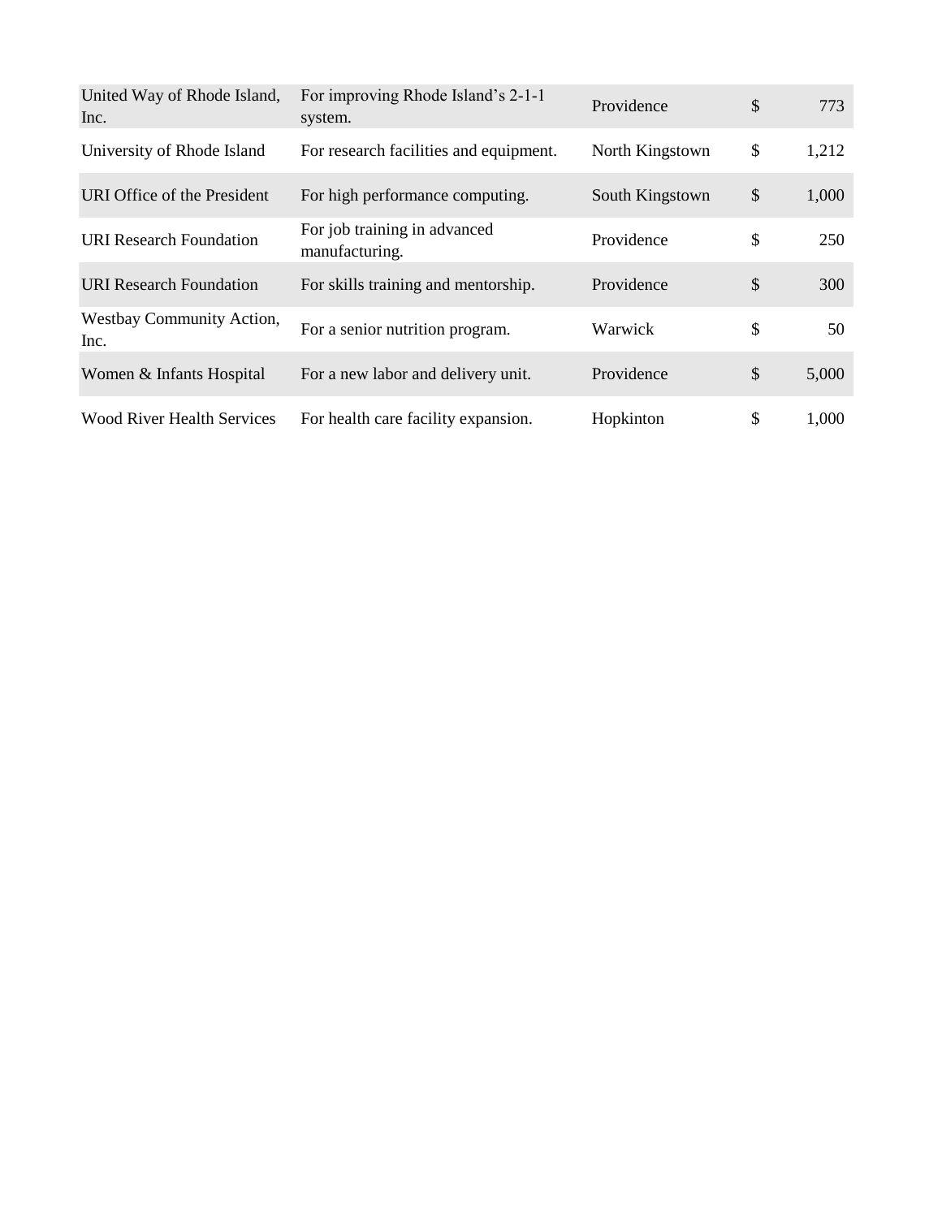| | | | | |
|---|---|---|---|---|
| United Way of Rhode Island, Inc. | For improving Rhode Island’s 2-1-1 system. | Providence | $ | 773 |
| University of Rhode Island | For research facilities and equipment. | North Kingstown | $ | 1,212 |
| URI Office of the President | For high performance computing. | South Kingstown | $ | 1,000 |
| URI Research Foundation | For job training in advanced manufacturing. | Providence | $ | 250 |
| URI Research Foundation | For skills training and mentorship. | Providence | $ | 300 |
| Westbay Community Action, Inc. | For a senior nutrition program. | Warwick | $ | 50 |
| Women & Infants Hospital | For a new labor and delivery unit. | Providence | $ | 5,000 |
| Wood River Health Services | For health care facility expansion. | Hopkinton | $ | 1,000 |